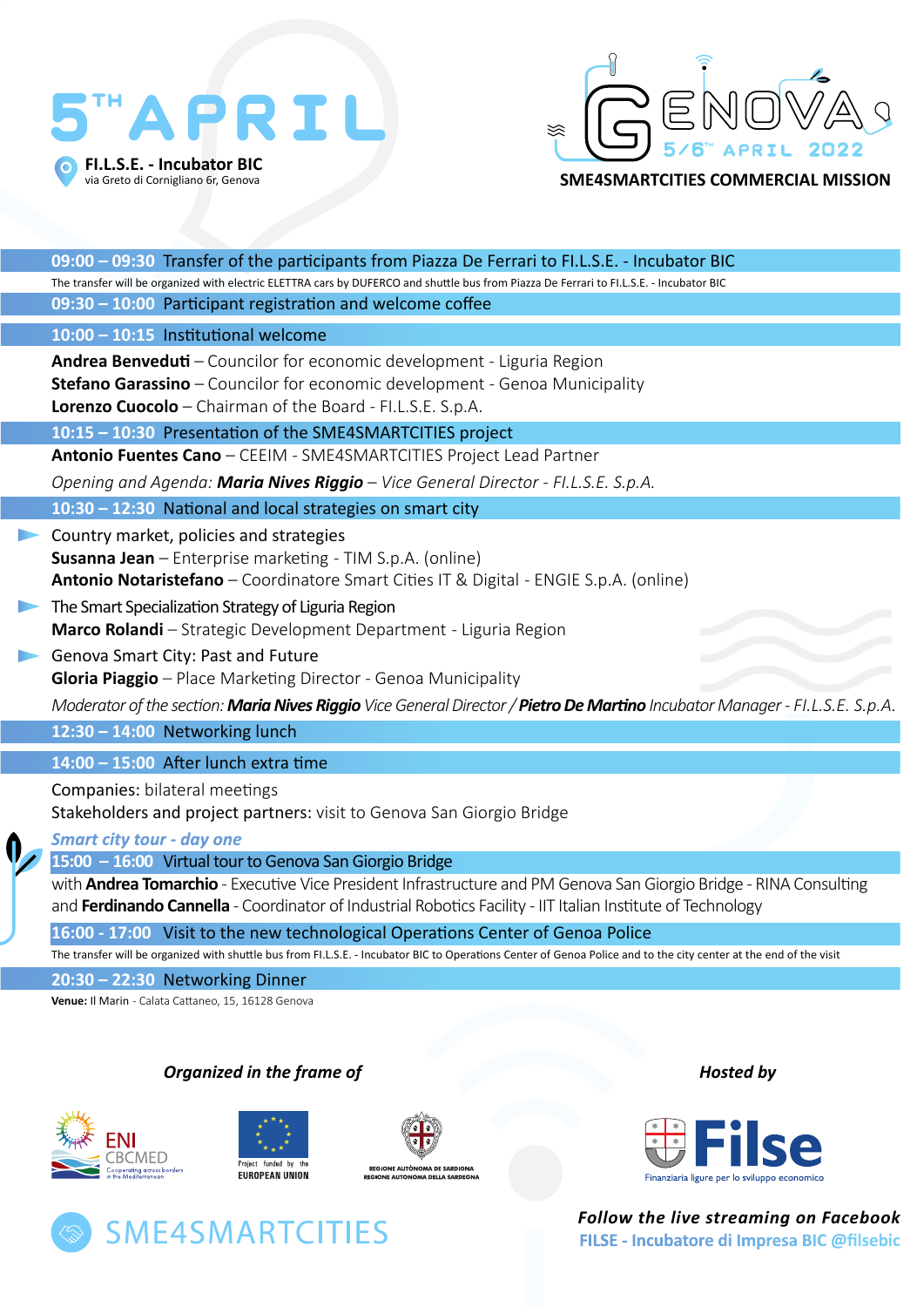# 5TH APRIL

**FI.L.S.E. - Incubator BIC**
via Greto di Cornigliano 6r, Genova

GENOVA 5/6TH APRIL 2022

**SME4SMARTCITIES COMMERCIAL MISSION**

**09:00 – 09:30** Transfer of the participants from Piazza De Ferrari to FI.L.S.E. - Incubator BIC

The transfer will be organized with electric ELETTRA cars by DUFERCO and shuttle bus from Piazza De Ferrari to FI.L.S.E. - Incubator BIC

**09:30 – 10:00** Participant registration and welcome coffee

**10:00 – 10:15** Institutional welcome

**Andrea Benveduti** – Councilor for economic development - Liguria Region
**Stefano Garassino** – Councilor for economic development - Genoa Municipality
**Lorenzo Cuocolo** – Chairman of the Board - FI.L.S.E. S.p.A.

**10:15 – 10:30** Presentation of the SME4SMARTCITIES project

**Antonio Fuentes Cano** – CEEIM - SME4SMARTCITIES Project Lead Partner

*Opening and Agenda: **Maria Nives Riggio** – Vice General Director - FI.L.S.E. S.p.A.*

**10:30 – 12:30** National and local strategies on smart city

- Country market, policies and strategies
  **Susanna Jean** – Enterprise marketing - TIM S.p.A. (online)
  **Antonio Notaristefano** – Coordinatore Smart Cities IT & Digital - ENGIE S.p.A. (online)
- The Smart Specialization Strategy of Liguria Region
  **Marco Rolandi** – Strategic Development Department - Liguria Region
- Genova Smart City: Past and Future
  **Gloria Piaggio** – Place Marketing Director - Genoa Municipality

*Moderator of the section: **Maria Nives Riggio** Vice General Director / **Pietro De Martino** Incubator Manager - FI.L.S.E. S.p.A.*

**12:30 – 14:00** Networking lunch

**14:00 – 15:00** After lunch extra time

Companies: bilateral meetings
Stakeholders and project partners: visit to Genova San Giorgio Bridge

***Smart city tour - day one***

**15:00 – 16:00** Virtual tour to Genova San Giorgio Bridge

with **Andrea Tomarchio** - Executive Vice President Infrastructure and PM Genova San Giorgio Bridge - RINA Consulting and **Ferdinando Cannella** - Coordinator of Industrial Robotics Facility - IIT Italian Institute of Technology

**16:00 - 17:00** Visit to the new technological Operations Center of Genoa Police

The transfer will be organized with shuttle bus from FI.L.S.E. - Incubator BIC to Operations Center of Genoa Police and to the city center at the end of the visit

**20:30 – 22:30** Networking Dinner

**Venue:** Il Marin - Calata Cattaneo, 15, 16128 Genova

***Organized in the frame of***

ENI CBCMED Cooperating across borders in the Mediterranean

Project funded by the EUROPEAN UNION

REGIONE AUTÒNOMA DE SARDIGNA
REGIONE AUTONOMA DELLA SARDEGNA

***Hosted by***

Filse – Finanziaria ligure per lo sviluppo economico

SME4SMARTCITIES

***Follow the live streaming on Facebook***
**FILSE - Incubatore di Impresa BIC @filsebic**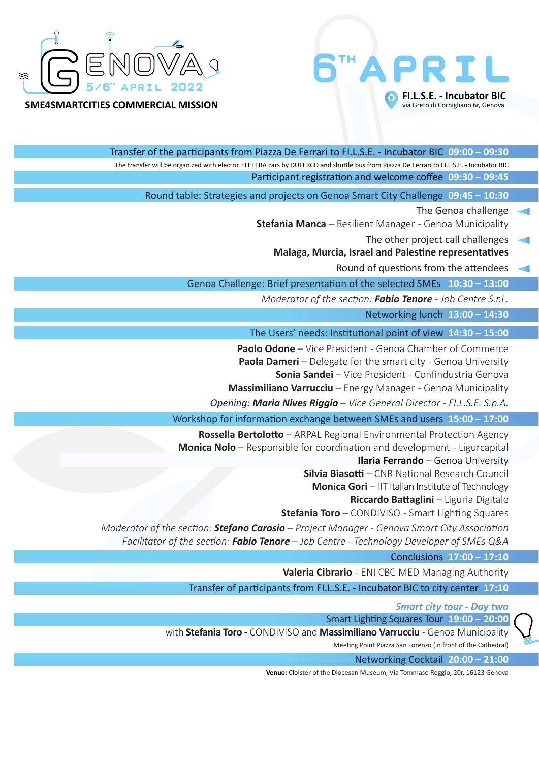# GENOVA 5/6TH APRIL 2022

**SME4SMARTCITIES COMMERCIAL MISSION**

## 6TH APRIL

**FI.L.S.E. - Incubator BIC**
via Greto di Cornigliano 6r, Genova

**Transfer of the participants from Piazza De Ferrari to FI.L.S.E. - Incubator BIC 09:00 – 09:30**

The transfer will be organized with electric ELETTRA cars by DUFERCO and shuttle bus from Piazza De Ferrari to FI.L.S.E. - Incubator BIC

**Participant registration and welcome coffee 09:30 – 09:45**

**Round table: Strategies and projects on Genoa Smart City Challenge 09:45 – 10:30**

- The Genoa challenge
  **Stefania Manca** – Resilient Manager - Genoa Municipality
- The other project call challenges
  **Malaga, Murcia, Israel and Palestine representatives**
- Round of questions from the attendees

**Genoa Challenge: Brief presentation of the selected SMEs 10:30 – 13:00**

*Moderator of the section: **Fabio Tenore** - Job Centre S.r.L.*

**Networking lunch 13:00 – 14:30**

**The Users' needs: Institutional point of view 14:30 – 15:00**

**Paolo Odone** – Vice President - Genoa Chamber of Commerce
**Paola Dameri** – Delegate for the smart city - Genoa University
**Sonia Sandei** – Vice President - Confindustria Genova
**Massimiliano Varrucciu** – Energy Manager - Genoa Municipality
*Opening: **Maria Nives Riggio** – Vice General Director - FI.L.S.E. S.p.A.*

**Workshop for information exchange between SMEs and users 15:00 – 17:00**

**Rossella Bertolotto** – ARPAL Regional Environmental Protection Agency
**Monica Nolo** – Responsible for coordination and development - Ligurcapital
**Ilaria Ferrando** – Genoa University
**Silvia Biasotti** – CNR National Research Council
**Monica Gori** – IIT Italian Institute of Technology
**Riccardo Battaglini** – Liguria Digitale
**Stefania Toro** – CONDIVISO - Smart Lighting Squares
*Moderator of the section: **Stefano Carosio** – Project Manager - Genova Smart City Association*
*Facilitator of the section: **Fabio Tenore** – Job Centre - Technology Developer of SMEs Q&A*

**Conclusions 17:00 – 17:10**

**Valeria Cibrario** - ENI CBC MED Managing Authority

**Transfer of participants from FI.L.S.E. - Incubator BIC to city center 17:10**

*Smart city tour - Day two*

**Smart Lighting Squares Tour 19:00 – 20:00**

with **Stefania Toro -** CONDIVISO and **Massimiliano Varrucciu** - Genoa Municipality

Meeting Point Piazza San Lorenzo (in front of the Cathedral)

**Networking Cocktail 20:00 – 21:00**

**Venue:** Cloister of the Diocesan Museum, Via Tommaso Reggio, 20r, 16123 Genova